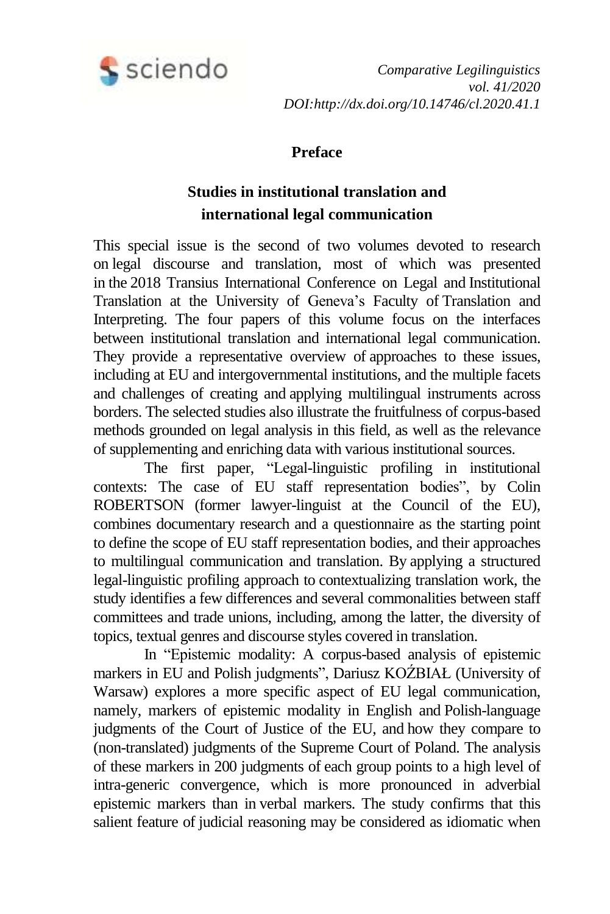# Preface

## Studies in institutional translation and international legal communication

This special issue is the second of two volumes devoted to research on legal discourse and translation, most of which was presented in the 2018 Transius International Conference on Legal and Institutional Translation at the University of Geneva's Faculty of Translation and Interpreting. The four papers of this volume focus on the interfaces between institutional translation and international legal communication. They provide a representative overview of approaches to these issues, including at EU and intergovernmental institutions, and the multiple facets and challenges of creating and applying multilingual instruments across borders. The selected studies also illustrate the fruitfulness of corpus-based methods grounded on legal analysis in this field, as well as the relevance of supplementing and enriching data with various institutional sources.

The first paper, "Legal-linguistic profiling in institutional contexts: The case of EU staff representation bodies", by Colin ROBERTSON (former lawyer-linguist at the Council of the EU), combines documentary research and a questionnaire as the starting point to define the scope of EU staff representation bodies, and their approaches to multilingual communication and translation. By applying a structured legal-linguistic profiling approach to contextualizing translation work, the study identifies a few differences and several commonalities between staff committees and trade unions, including, among the latter, the diversity of topics, textual genres and discourse styles covered in translation.

In "Epistemic modality: A corpus-based analysis of epistemic markers in EU and Polish judgments", Dariusz KOŹBIAŁ (University of Warsaw) explores a more specific aspect of EU legal communication, namely, markers of epistemic modality in English and Polish-language judgments of the Court of Justice of the EU, and how they compare to (non-translated) judgments of the Supreme Court of Poland. The analysis of these markers in 200 judgments of each group points to a high level of intra-generic convergence, which is more pronounced in adverbial epistemic markers than in verbal markers. The study confirms that this salient feature of judicial reasoning may be considered as idiomatic when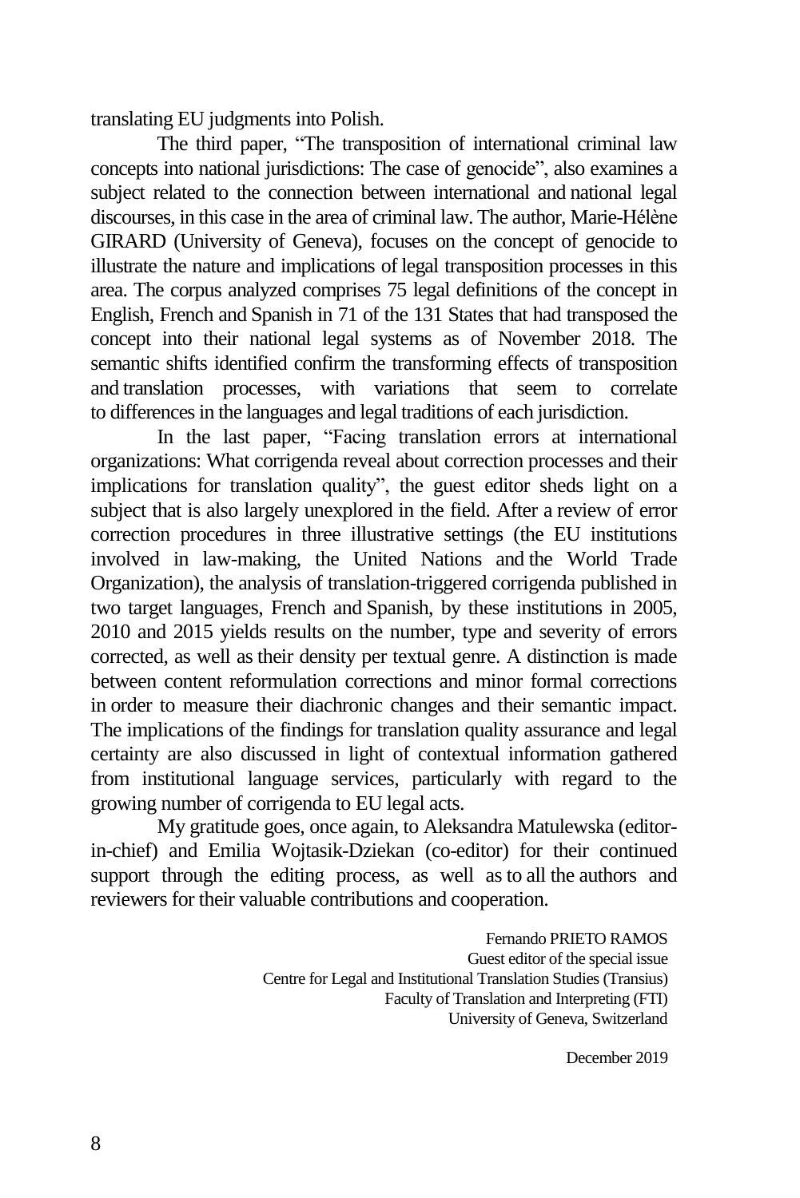translating EU judgments into Polish.

The third paper, “The transposition of international criminal law concepts into national jurisdictions: The case of genocide”, also examines a subject related to the connection between international and national legal discourses, in this case in the area of criminal law. The author, Marie-Hélène GIRARD (University of Geneva), focuses on the concept of genocide to illustrate the nature and implications of legal transposition processes in this area. The corpus analyzed comprises 75 legal definitions of the concept in English, French and Spanish in 71 of the 131 States that had transposed the concept into their national legal systems as of November 2018. The semantic shifts identified confirm the transforming effects of transposition and translation processes, with variations that seem to correlate to differences in the languages and legal traditions of each jurisdiction.

In the last paper, “Facing translation errors at international organizations: What corrigenda reveal about correction processes and their implications for translation quality”, the guest editor sheds light on a subject that is also largely unexplored in the field. After a review of error correction procedures in three illustrative settings (the EU institutions involved in law-making, the United Nations and the World Trade Organization), the analysis of translation-triggered corrigenda published in two target languages, French and Spanish, by these institutions in 2005, 2010 and 2015 yields results on the number, type and severity of errors corrected, as well as their density per textual genre. A distinction is made between content reformulation corrections and minor formal corrections in order to measure their diachronic changes and their semantic impact. The implications of the findings for translation quality assurance and legal certainty are also discussed in light of contextual information gathered from institutional language services, particularly with regard to the growing number of corrigenda to EU legal acts.

My gratitude goes, once again, to Aleksandra Matulewska (editor-in-chief) and Emilia Wojtasik-Dziekan (co-editor) for their continued support through the editing process, as well as to all the authors and reviewers for their valuable contributions and cooperation.

Fernando PRIETO RAMOS  
Guest editor of the special issue  
Centre for Legal and Institutional Translation Studies (Transius)  
Faculty of Translation and Interpreting (FTI)  
University of Geneva, Switzerland

December 2019